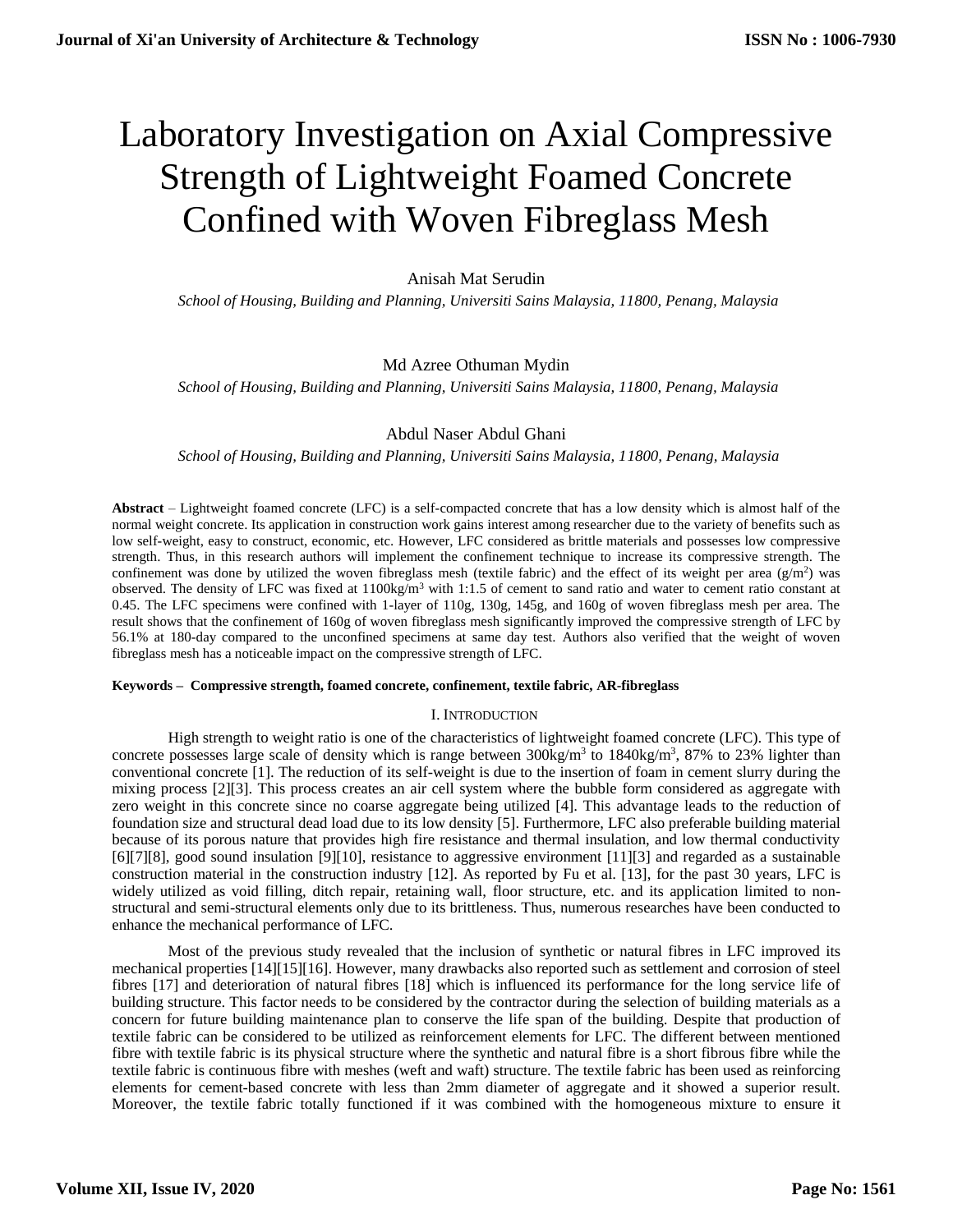# Laboratory Investigation on Axial Compressive Strength of Lightweight Foamed Concrete Confined with Woven Fibreglass Mesh

Anisah Mat Serudin

*School of Housing, Building and Planning, Universiti Sains Malaysia, 11800, Penang, Malaysia*

Md Azree Othuman Mydin

*School of Housing, Building and Planning, Universiti Sains Malaysia, 11800, Penang, Malaysia*

Abdul Naser Abdul Ghani

*School of Housing, Building and Planning, Universiti Sains Malaysia, 11800, Penang, Malaysia*

**Abstract** – Lightweight foamed concrete (LFC) is a self-compacted concrete that has a low density which is almost half of the normal weight concrete. Its application in construction work gains interest among researcher due to the variety of benefits such as low self-weight, easy to construct, economic, etc. However, LFC considered as brittle materials and possesses low compressive strength. Thus, in this research authors will implement the confinement technique to increase its compressive strength. The confinement was done by utilized the woven fibreglass mesh (textile fabric) and the effect of its weight per area ($g/m^2$) was observed. The density of LFC was fixed at $1100kg/m^3$ with 1:1.5 of cement to sand ratio and water to cement ratio constant at 0.45. The LFC specimens were confined with 1-layer of 110g, 130g, 145g, and 160g of woven fibreglass mesh per area. The result shows that the confinement of 160g of woven fibreglass mesh significantly improved the compressive strength of LFC by 56.1% at 180-day compared to the unconfined specimens at same day test. Authors also verified that the weight of woven fibreglass mesh has a noticeable impact on the compressive strength of LFC.

**Keywords – Compressive strength, foamed concrete, confinement, textile fabric, AR-fibreglass**

## I. Introduction

High strength to weight ratio is one of the characteristics of lightweight foamed concrete (LFC). This type of concrete possesses large scale of density which is range between $300kg/m^3$ to $1840kg/m^3$, 87% to 23% lighter than conventional concrete [1]. The reduction of its self-weight is due to the insertion of foam in cement slurry during the mixing process [2][3]. This process creates an air cell system where the bubble form considered as aggregate with zero weight in this concrete since no coarse aggregate being utilized [4]. This advantage leads to the reduction of foundation size and structural dead load due to its low density [5]. Furthermore, LFC also preferable building material because of its porous nature that provides high fire resistance and thermal insulation, and low thermal conductivity [6][7][8], good sound insulation [9][10], resistance to aggressive environment [11][3] and regarded as a sustainable construction material in the construction industry [12]. As reported by Fu et al. [13], for the past 30 years, LFC is widely utilized as void filling, ditch repair, retaining wall, floor structure, etc. and its application limited to non-structural and semi-structural elements only due to its brittleness. Thus, numerous researches have been conducted to enhance the mechanical performance of LFC.

Most of the previous study revealed that the inclusion of synthetic or natural fibres in LFC improved its mechanical properties [14][15][16]. However, many drawbacks also reported such as settlement and corrosion of steel fibres [17] and deterioration of natural fibres [18] which is influenced its performance for the long service life of building structure. This factor needs to be considered by the contractor during the selection of building materials as a concern for future building maintenance plan to conserve the life span of the building. Despite that production of textile fabric can be considered to be utilized as reinforcement elements for LFC. The different between mentioned fibre with textile fabric is its physical structure where the synthetic and natural fibre is a short fibrous fibre while the textile fabric is continuous fibre with meshes (weft and waft) structure. The textile fabric has been used as reinforcing elements for cement-based concrete with less than 2mm diameter of aggregate and it showed a superior result. Moreover, the textile fabric totally functioned if it was combined with the homogeneous mixture to ensure it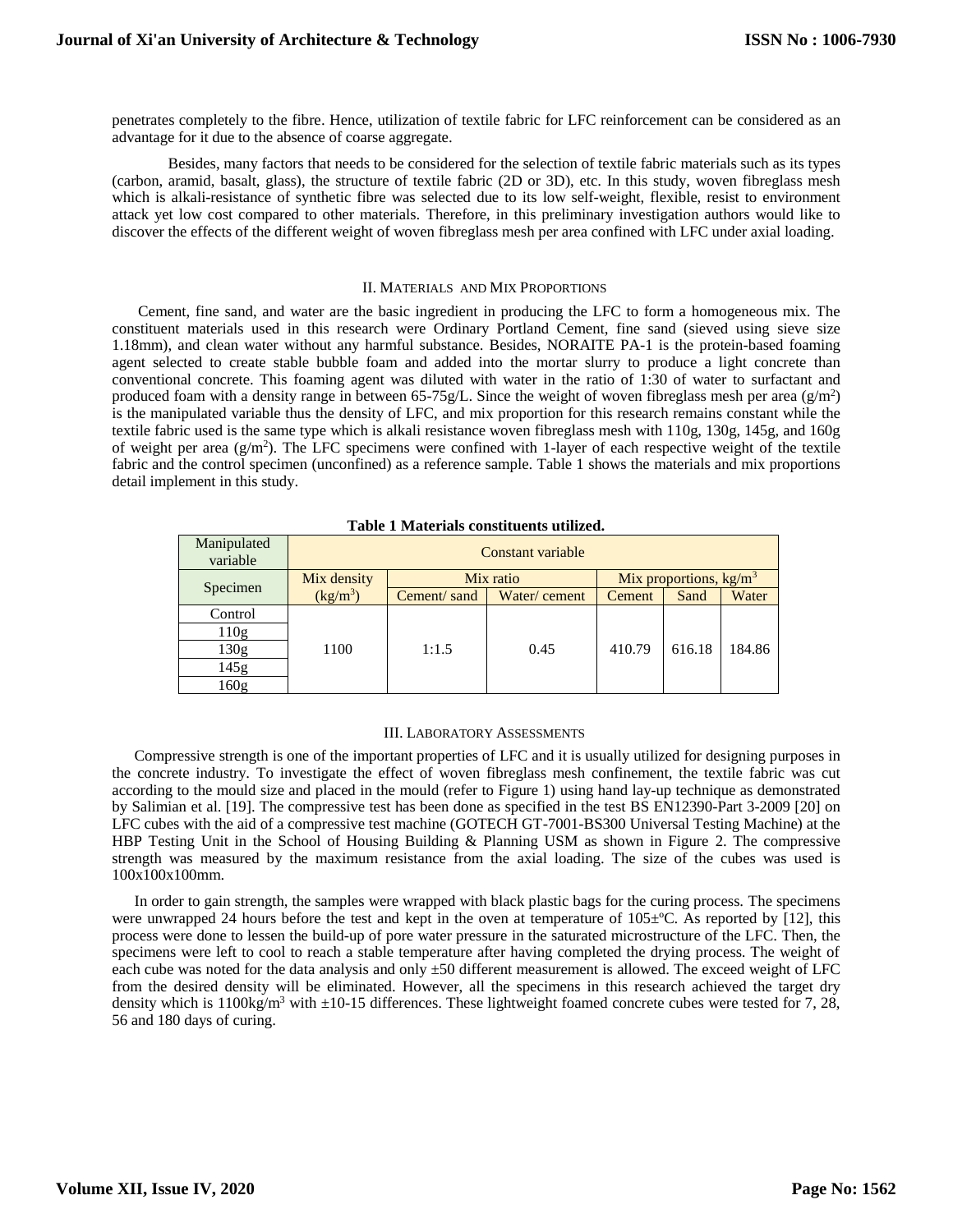penetrates completely to the fibre. Hence, utilization of textile fabric for LFC reinforcement can be considered as an advantage for it due to the absence of coarse aggregate.

Besides, many factors that needs to be considered for the selection of textile fabric materials such as its types (carbon, aramid, basalt, glass), the structure of textile fabric (2D or 3D), etc. In this study, woven fibreglass mesh which is alkali-resistance of synthetic fibre was selected due to its low self-weight, flexible, resist to environment attack yet low cost compared to other materials. Therefore, in this preliminary investigation authors would like to discover the effects of the different weight of woven fibreglass mesh per area confined with LFC under axial loading.

## II. Materials and Mix Proportions

Cement, fine sand, and water are the basic ingredient in producing the LFC to form a homogeneous mix. The constituent materials used in this research were Ordinary Portland Cement, fine sand (sieved using sieve size 1.18mm), and clean water without any harmful substance. Besides, NORAITE PA-1 is the protein-based foaming agent selected to create stable bubble foam and added into the mortar slurry to produce a light concrete than conventional concrete. This foaming agent was diluted with water in the ratio of 1:30 of water to surfactant and produced foam with a density range in between 65-75g/L. Since the weight of woven fibreglass mesh per area (g/m$^2$) is the manipulated variable thus the density of LFC, and mix proportion for this research remains constant while the textile fabric used is the same type which is alkali resistance woven fibreglass mesh with 110g, 130g, 145g, and 160g of weight per area (g/m$^2$). The LFC specimens were confined with 1-layer of each respective weight of the textile fabric and the control specimen (unconfined) as a reference sample. Table 1 shows the materials and mix proportions detail implement in this study.

**Table 1 Materials constituents utilized.**

| Manipulated variable | Constant variable | | | | | |
|---|---|---|---|---|---|---|
| Specimen | Mix density (kg/m$^3$) | Mix ratio | | Mix proportions, kg/m$^3$ | | |
| | | Cement/ sand | Water/ cement | Cement | Sand | Water |
| Control | 1100 | 1:1.5 | 0.45 | 410.79 | 616.18 | 184.86 |
| 110g | | | | | | |
| 130g | | | | | | |
| 145g | | | | | | |
| 160g | | | | | | |

## III. Laboratory Assessments

Compressive strength is one of the important properties of LFC and it is usually utilized for designing purposes in the concrete industry. To investigate the effect of woven fibreglass mesh confinement, the textile fabric was cut according to the mould size and placed in the mould (refer to Figure 1) using hand lay-up technique as demonstrated by Salimian et al. [19]. The compressive test has been done as specified in the test BS EN12390-Part 3-2009 [20] on LFC cubes with the aid of a compressive test machine (GOTECH GT-7001-BS300 Universal Testing Machine) at the HBP Testing Unit in the School of Housing Building & Planning USM as shown in Figure 2. The compressive strength was measured by the maximum resistance from the axial loading. The size of the cubes was used is 100x100x100mm.

In order to gain strength, the samples were wrapped with black plastic bags for the curing process. The specimens were unwrapped 24 hours before the test and kept in the oven at temperature of 105±°C. As reported by [12], this process were done to lessen the build-up of pore water pressure in the saturated microstructure of the LFC. Then, the specimens were left to cool to reach a stable temperature after having completed the drying process. The weight of each cube was noted for the data analysis and only ±50 different measurement is allowed. The exceed weight of LFC from the desired density will be eliminated. However, all the specimens in this research achieved the target dry density which is 1100kg/m$^3$ with ±10-15 differences. These lightweight foamed concrete cubes were tested for 7, 28, 56 and 180 days of curing.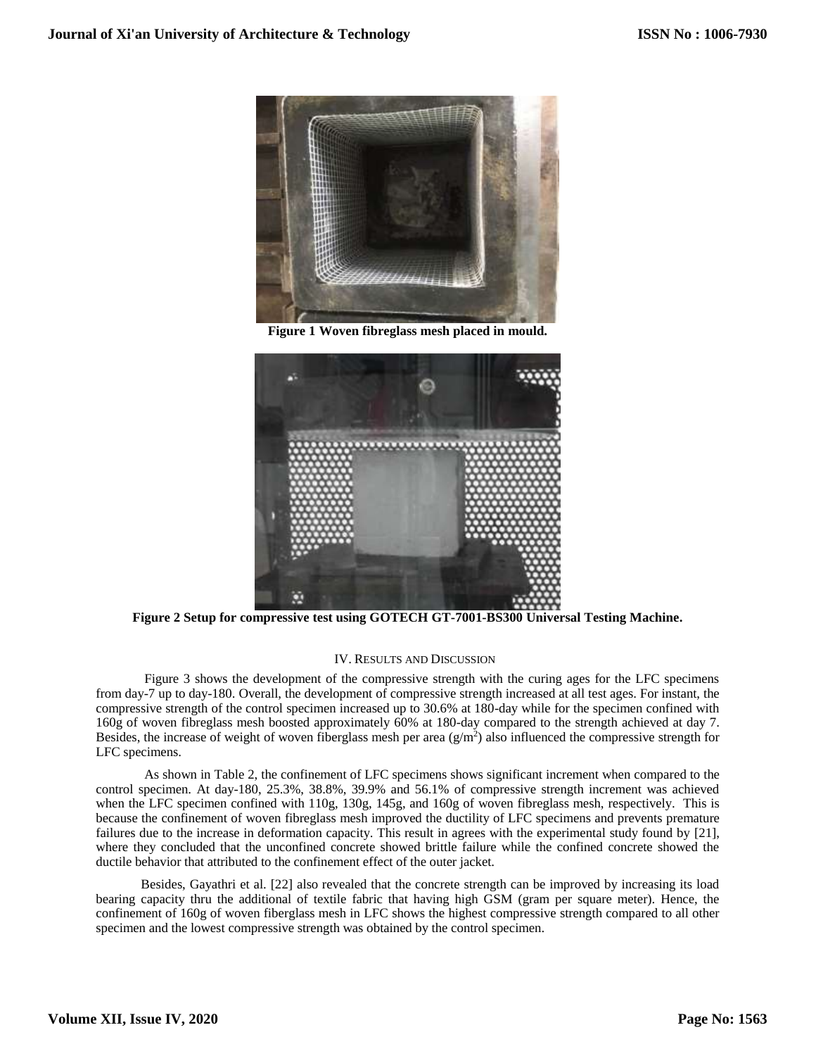Figure 1 Woven fibreglass mesh placed in mould.

Figure 2 Setup for compressive test using GOTECH GT-7001-BS300 Universal Testing Machine.

## IV. Results and Discussion

Figure 3 shows the development of the compressive strength with the curing ages for the LFC specimens from day-7 up to day-180. Overall, the development of compressive strength increased at all test ages. For instant, the compressive strength of the control specimen increased up to 30.6% at 180-day while for the specimen confined with 160g of woven fibreglass mesh boosted approximately 60% at 180-day compared to the strength achieved at day 7. Besides, the increase of weight of woven fiberglass mesh per area ($g/m^2$) also influenced the compressive strength for LFC specimens.

As shown in Table 2, the confinement of LFC specimens shows significant increment when compared to the control specimen. At day-180, 25.3%, 38.8%, 39.9% and 56.1% of compressive strength increment was achieved when the LFC specimen confined with 110g, 130g, 145g, and 160g of woven fibreglass mesh, respectively. This is because the confinement of woven fibreglass mesh improved the ductility of LFC specimens and prevents premature failures due to the increase in deformation capacity. This result in agrees with the experimental study found by [21], where they concluded that the unconfined concrete showed brittle failure while the confined concrete showed the ductile behavior that attributed to the confinement effect of the outer jacket.

Besides, Gayathri et al. [22] also revealed that the concrete strength can be improved by increasing its load bearing capacity thru the additional of textile fabric that having high GSM (gram per square meter). Hence, the confinement of 160g of woven fiberglass mesh in LFC shows the highest compressive strength compared to all other specimen and the lowest compressive strength was obtained by the control specimen.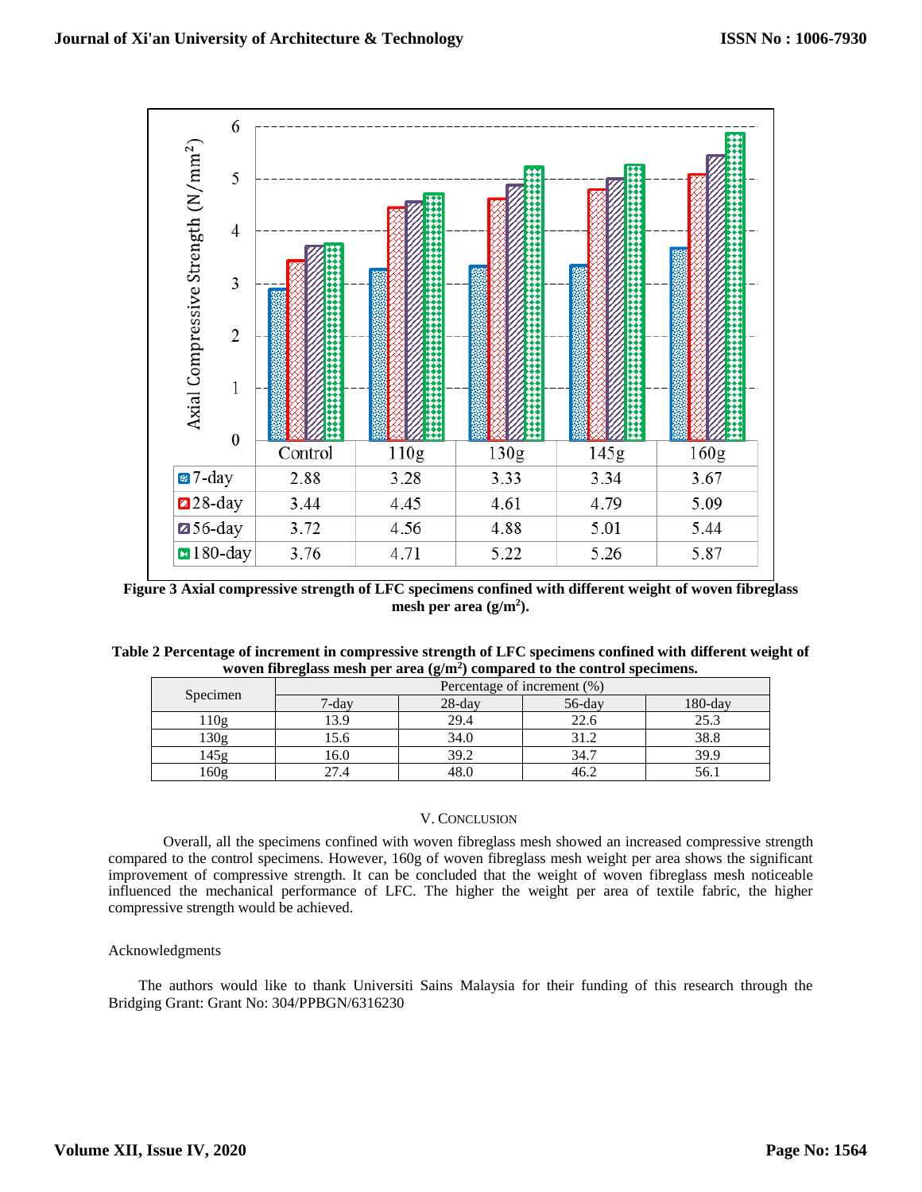Axial Compressive Strength (N/mm²)

6
5
4
3
2
1
0

Control 110g 130g 145g 160g

7-day 2.88 3.28 3.33 3.34 3.67

28-day 3.44 4.45 4.61 4.79 5.09

56-day 3.72 4.56 4.88 5.01 5.44

180-day 3.76 4.71 5.22 5.26 5.87

**Figure 3 Axial compressive strength of LFC specimens confined with different weight of woven fibreglass mesh per area (g/m²).**

**Table 2 Percentage of increment in compressive strength of LFC specimens confined with different weight of woven fibreglass mesh per area (g/m²) compared to the control specimens.**

| Specimen | Percentage of increment (%) | | | |
|---|---|---|---|---|
| | 7-day | 28-day | 56-day | 180-day |
| 110g | 13.9 | 29.4 | 22.6 | 25.3 |
| 130g | 15.6 | 34.0 | 31.2 | 38.8 |
| 145g | 16.0 | 39.2 | 34.7 | 39.9 |
| 160g | 27.4 | 48.0 | 46.2 | 56.1 |

## V. Conclusion

Overall, all the specimens confined with woven fibreglass mesh showed an increased compressive strength compared to the control specimens. However, 160g of woven fibreglass mesh weight per area shows the significant improvement of compressive strength. It can be concluded that the weight of woven fibreglass mesh noticeable influenced the mechanical performance of LFC. The higher the weight per area of textile fabric, the higher compressive strength would be achieved.

Acknowledgments

The authors would like to thank Universiti Sains Malaysia for their funding of this research through the Bridging Grant: Grant No: 304/PPBGN/6316230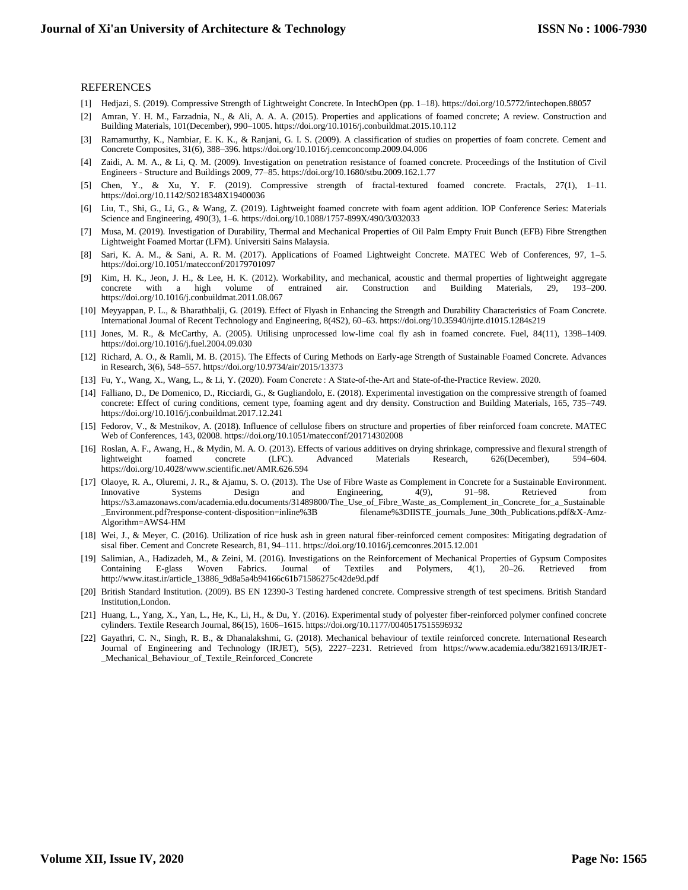REFERENCES

[1] Hedjazi, S. (2019). Compressive Strength of Lightweight Concrete. In IntechOpen (pp. 1–18). https://doi.org/10.5772/intechopen.88057

[2] Amran, Y. H. M., Farzadnia, N., & Ali, A. A. A. (2015). Properties and applications of foamed concrete; A review. Construction and Building Materials, 101(December), 990–1005. https://doi.org/10.1016/j.conbuildmat.2015.10.112

[3] Ramamurthy, K., Nambiar, E. K. K., & Ranjani, G. I. S. (2009). A classification of studies on properties of foam concrete. Cement and Concrete Composites, 31(6), 388–396. https://doi.org/10.1016/j.cemconcomp.2009.04.006

[4] Zaidi, A. M. A., & Li, Q. M. (2009). Investigation on penetration resistance of foamed concrete. Proceedings of the Institution of Civil Engineers - Structure and Buildings 2009, 77–85. https://doi.org/10.1680/stbu.2009.162.1.77

[5] Chen, Y., & Xu, Y. F. (2019). Compressive strength of fractal-textured foamed concrete. Fractals, 27(1), 1–11. https://doi.org/10.1142/S0218348X19400036

[6] Liu, T., Shi, G., Li, G., & Wang, Z. (2019). Lightweight foamed concrete with foam agent addition. IOP Conference Series: Materials Science and Engineering, 490(3), 1–6. https://doi.org/10.1088/1757-899X/490/3/032033

[7] Musa, M. (2019). Investigation of Durability, Thermal and Mechanical Properties of Oil Palm Empty Fruit Bunch (EFB) Fibre Strengthen Lightweight Foamed Mortar (LFM). Universiti Sains Malaysia.

[8] Sari, K. A. M., & Sani, A. R. M. (2017). Applications of Foamed Lightweight Concrete. MATEC Web of Conferences, 97, 1–5. https://doi.org/10.1051/matecconf/20179701097

[9] Kim, H. K., Jeon, J. H., & Lee, H. K. (2012). Workability, and mechanical, acoustic and thermal properties of lightweight aggregate concrete with a high volume of entrained air. Construction and Building Materials, 29, 193–200. https://doi.org/10.1016/j.conbuildmat.2011.08.067

[10] Meyyappan, P. L., & Bharathbalji, G. (2019). Effect of Flyash in Enhancing the Strength and Durability Characteristics of Foam Concrete. International Journal of Recent Technology and Engineering, 8(4S2), 60–63. https://doi.org/10.35940/ijrte.d1015.1284s219

[11] Jones, M. R., & McCarthy, A. (2005). Utilising unprocessed low-lime coal fly ash in foamed concrete. Fuel, 84(11), 1398–1409. https://doi.org/10.1016/j.fuel.2004.09.030

[12] Richard, A. O., & Ramli, M. B. (2015). The Effects of Curing Methods on Early-age Strength of Sustainable Foamed Concrete. Advances in Research, 3(6), 548–557. https://doi.org/10.9734/air/2015/13373

[13] Fu, Y., Wang, X., Wang, L., & Li, Y. (2020). Foam Concrete : A State-of-the-Art and State-of-the-Practice Review. 2020.

[14] Falliano, D., De Domenico, D., Ricciardi, G., & Gugliandolo, E. (2018). Experimental investigation on the compressive strength of foamed concrete: Effect of curing conditions, cement type, foaming agent and dry density. Construction and Building Materials, 165, 735–749. https://doi.org/10.1016/j.conbuildmat.2017.12.241

[15] Fedorov, V., & Mestnikov, A. (2018). Influence of cellulose fibers on structure and properties of fiber reinforced foam concrete. MATEC Web of Conferences, 143, 02008. https://doi.org/10.1051/matecconf/201714302008

[16] Roslan, A. F., Awang, H., & Mydin, M. A. O. (2013). Effects of various additives on drying shrinkage, compressive and flexural strength of lightweight foamed concrete (LFC). Advanced Materials Research, 626(December), 594–604. https://doi.org/10.4028/www.scientific.net/AMR.626.594

[17] Olaoye, R. A., Oluremi, J. R., & Ajamu, S. O. (2013). The Use of Fibre Waste as Complement in Concrete for a Sustainable Environment. Innovative Systems Design and Engineering, 4(9), 91–98. Retrieved from https://s3.amazonaws.com/academia.edu.documents/31489800/The_Use_of_Fibre_Waste_as_Complement_in_Concrete_for_a_Sustainable_Environment.pdf?response-content-disposition=inline%3B filename%3DIISTE_journals_June_30th_Publications.pdf&X-Amz-Algorithm=AWS4-HM

[18] Wei, J., & Meyer, C. (2016). Utilization of rice husk ash in green natural fiber-reinforced cement composites: Mitigating degradation of sisal fiber. Cement and Concrete Research, 81, 94–111. https://doi.org/10.1016/j.cemconres.2015.12.001

[19] Salimian, A., Hadizadeh, M., & Zeini, M. (2016). Investigations on the Reinforcement of Mechanical Properties of Gypsum Composites Containing E-glass Woven Fabrics. Journal of Textiles and Polymers, 4(1), 20–26. Retrieved from http://www.itast.ir/article_13886_9d8a5a4b94166c61b71586275c42de9d.pdf

[20] British Standard Institution. (2009). BS EN 12390-3 Testing hardened concrete. Compressive strength of test specimens. British Standard Institution,London.

[21] Huang, L., Yang, X., Yan, L., He, K., Li, H., & Du, Y. (2016). Experimental study of polyester fiber-reinforced polymer confined concrete cylinders. Textile Research Journal, 86(15), 1606–1615. https://doi.org/10.1177/0040517515596932

[22] Gayathri, C. N., Singh, R. B., & Dhanalakshmi, G. (2018). Mechanical behaviour of textile reinforced concrete. International Research Journal of Engineering and Technology (IRJET), 5(5), 2227–2231. Retrieved from https://www.academia.edu/38216913/IRJET-_Mechanical_Behaviour_of_Textile_Reinforced_Concrete